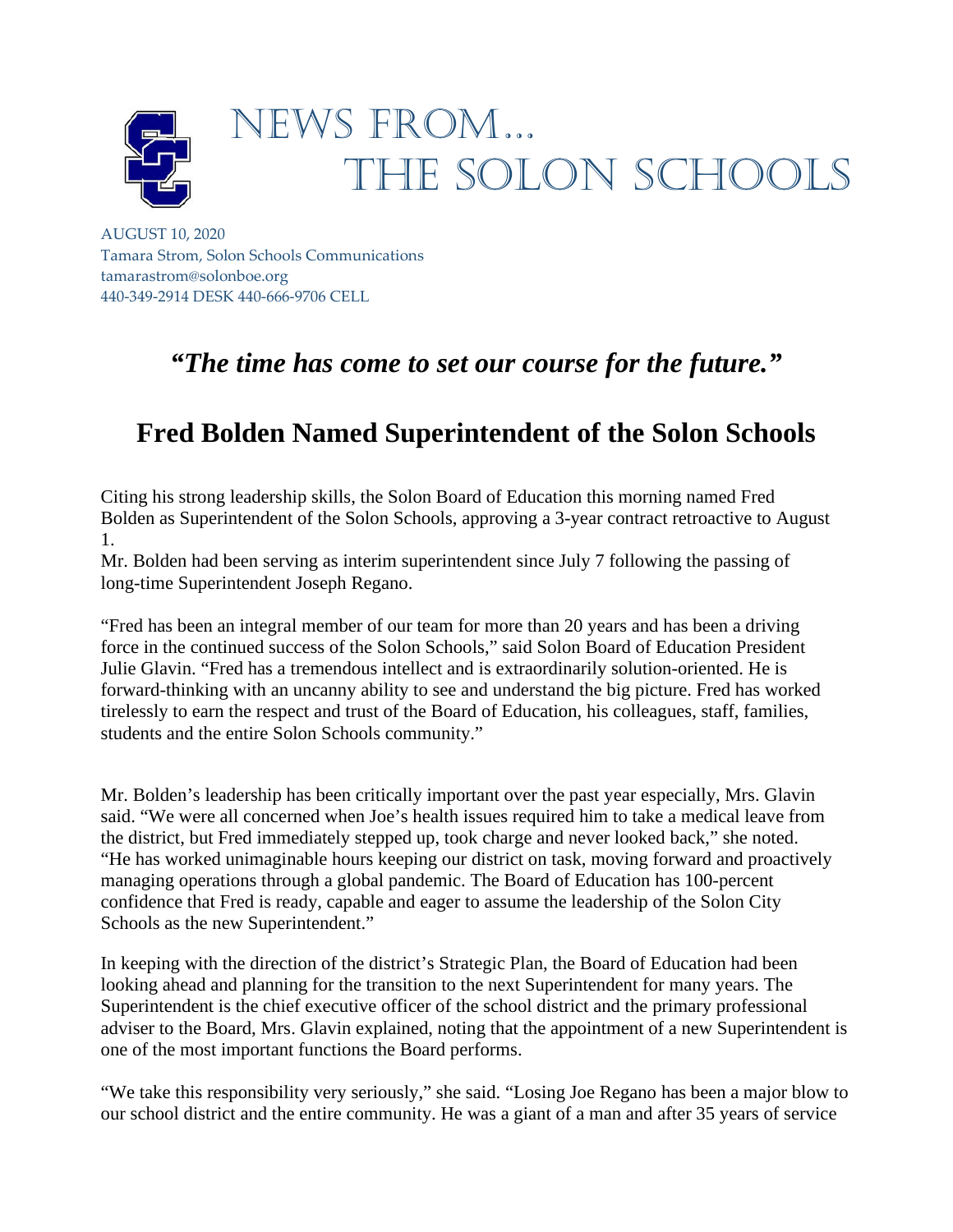# NEWS FROM… THE SOLON SCHOOLS

AUGUST 10, 2020
Tamara Strom, Solon Schools Communications
tamarastrom@solonboe.org
440-349-2914 DESK 440-666-9706 CELL

## *"The time has come to set our course for the future."*

## Fred Bolden Named Superintendent of the Solon Schools

Citing his strong leadership skills, the Solon Board of Education this morning named Fred Bolden as Superintendent of the Solon Schools, approving a 3-year contract retroactive to August 1.
Mr. Bolden had been serving as interim superintendent since July 7 following the passing of long-time Superintendent Joseph Regano.

"Fred has been an integral member of our team for more than 20 years and has been a driving force in the continued success of the Solon Schools," said Solon Board of Education President Julie Glavin. "Fred has a tremendous intellect and is extraordinarily solution-oriented. He is forward-thinking with an uncanny ability to see and understand the big picture. Fred has worked tirelessly to earn the respect and trust of the Board of Education, his colleagues, staff, families, students and the entire Solon Schools community."

Mr. Bolden's leadership has been critically important over the past year especially, Mrs. Glavin said. "We were all concerned when Joe's health issues required him to take a medical leave from the district, but Fred immediately stepped up, took charge and never looked back," she noted. "He has worked unimaginable hours keeping our district on task, moving forward and proactively managing operations through a global pandemic. The Board of Education has 100-percent confidence that Fred is ready, capable and eager to assume the leadership of the Solon City Schools as the new Superintendent."

In keeping with the direction of the district's Strategic Plan, the Board of Education had been looking ahead and planning for the transition to the next Superintendent for many years. The Superintendent is the chief executive officer of the school district and the primary professional adviser to the Board, Mrs. Glavin explained, noting that the appointment of a new Superintendent is one of the most important functions the Board performs.

"We take this responsibility very seriously," she said. "Losing Joe Regano has been a major blow to our school district and the entire community. He was a giant of a man and after 35 years of service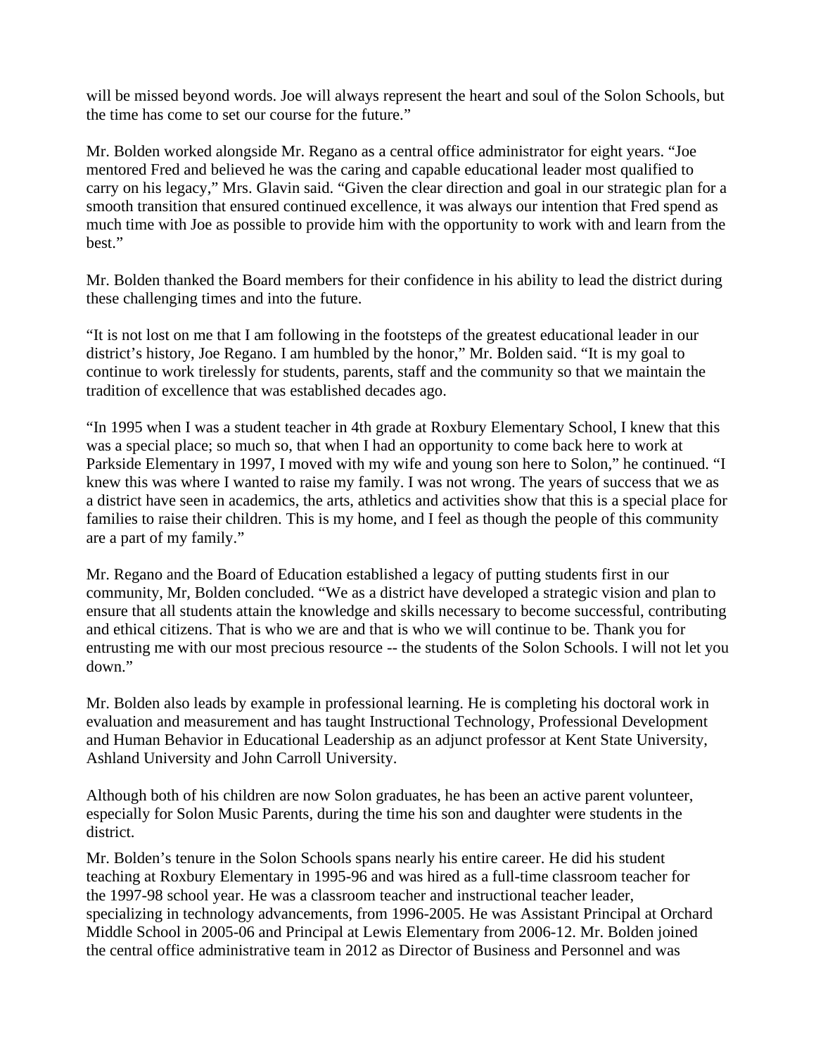will be missed beyond words. Joe will always represent the heart and soul of the Solon Schools, but the time has come to set our course for the future."

Mr. Bolden worked alongside Mr. Regano as a central office administrator for eight years. "Joe mentored Fred and believed he was the caring and capable educational leader most qualified to carry on his legacy," Mrs. Glavin said. "Given the clear direction and goal in our strategic plan for a smooth transition that ensured continued excellence, it was always our intention that Fred spend as much time with Joe as possible to provide him with the opportunity to work with and learn from the best."

Mr. Bolden thanked the Board members for their confidence in his ability to lead the district during these challenging times and into the future.

"It is not lost on me that I am following in the footsteps of the greatest educational leader in our district's history, Joe Regano. I am humbled by the honor," Mr. Bolden said. "It is my goal to continue to work tirelessly for students, parents, staff and the community so that we maintain the tradition of excellence that was established decades ago.

"In 1995 when I was a student teacher in 4th grade at Roxbury Elementary School, I knew that this was a special place; so much so, that when I had an opportunity to come back here to work at Parkside Elementary in 1997, I moved with my wife and young son here to Solon," he continued. "I knew this was where I wanted to raise my family. I was not wrong. The years of success that we as a district have seen in academics, the arts, athletics and activities show that this is a special place for families to raise their children. This is my home, and I feel as though the people of this community are a part of my family."

Mr. Regano and the Board of Education established a legacy of putting students first in our community, Mr, Bolden concluded. "We as a district have developed a strategic vision and plan to ensure that all students attain the knowledge and skills necessary to become successful, contributing and ethical citizens. That is who we are and that is who we will continue to be. Thank you for entrusting me with our most precious resource -- the students of the Solon Schools. I will not let you down."

Mr. Bolden also leads by example in professional learning. He is completing his doctoral work in evaluation and measurement and has taught Instructional Technology, Professional Development and Human Behavior in Educational Leadership as an adjunct professor at Kent State University, Ashland University and John Carroll University.

Although both of his children are now Solon graduates, he has been an active parent volunteer, especially for Solon Music Parents, during the time his son and daughter were students in the district.

Mr. Bolden's tenure in the Solon Schools spans nearly his entire career. He did his student teaching at Roxbury Elementary in 1995-96 and was hired as a full-time classroom teacher for the 1997-98 school year. He was a classroom teacher and instructional teacher leader, specializing in technology advancements, from 1996-2005. He was Assistant Principal at Orchard Middle School in 2005-06 and Principal at Lewis Elementary from 2006-12. Mr. Bolden joined the central office administrative team in 2012 as Director of Business and Personnel and was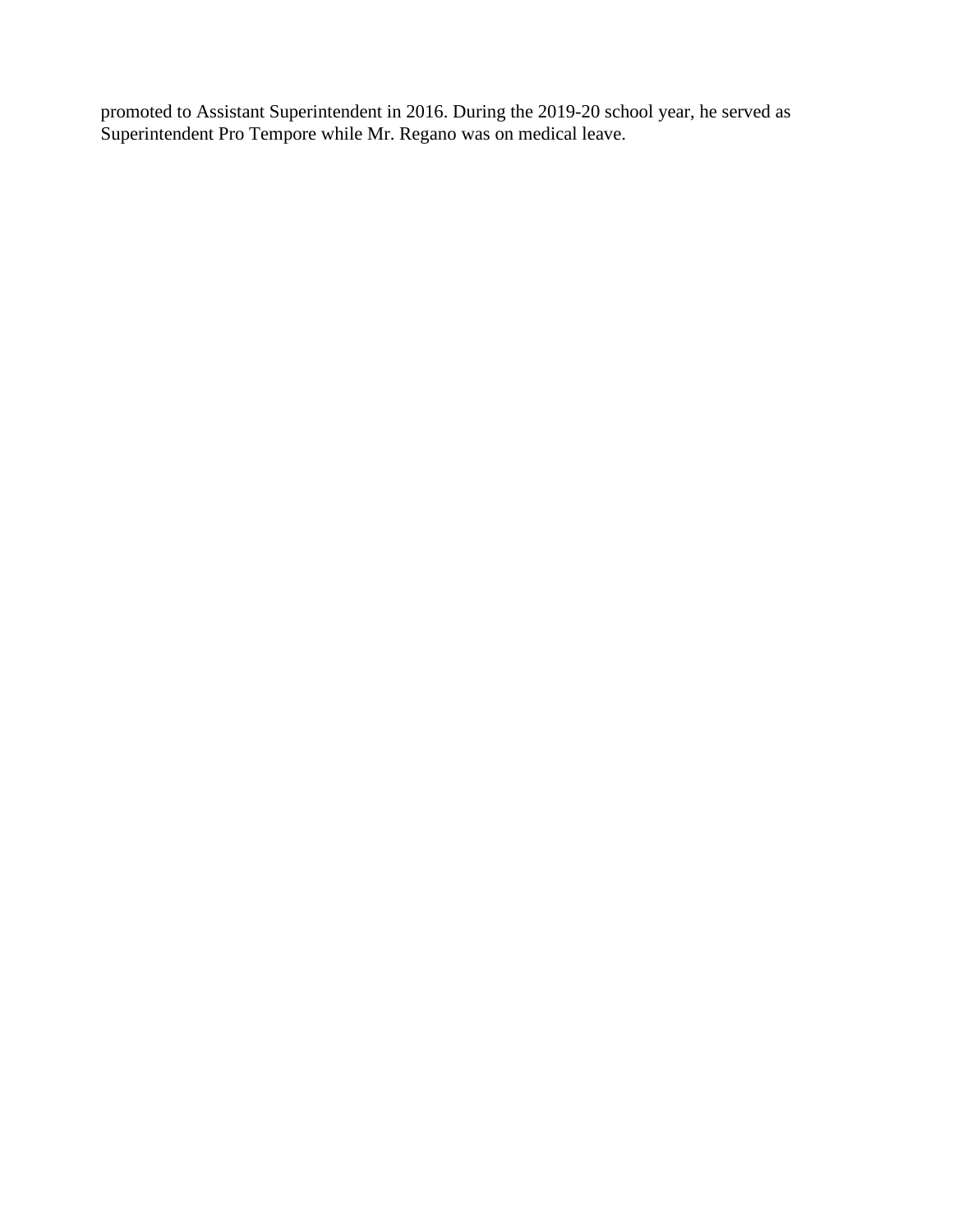promoted to Assistant Superintendent in 2016. During the 2019-20 school year, he served as Superintendent Pro Tempore while Mr. Regano was on medical leave.